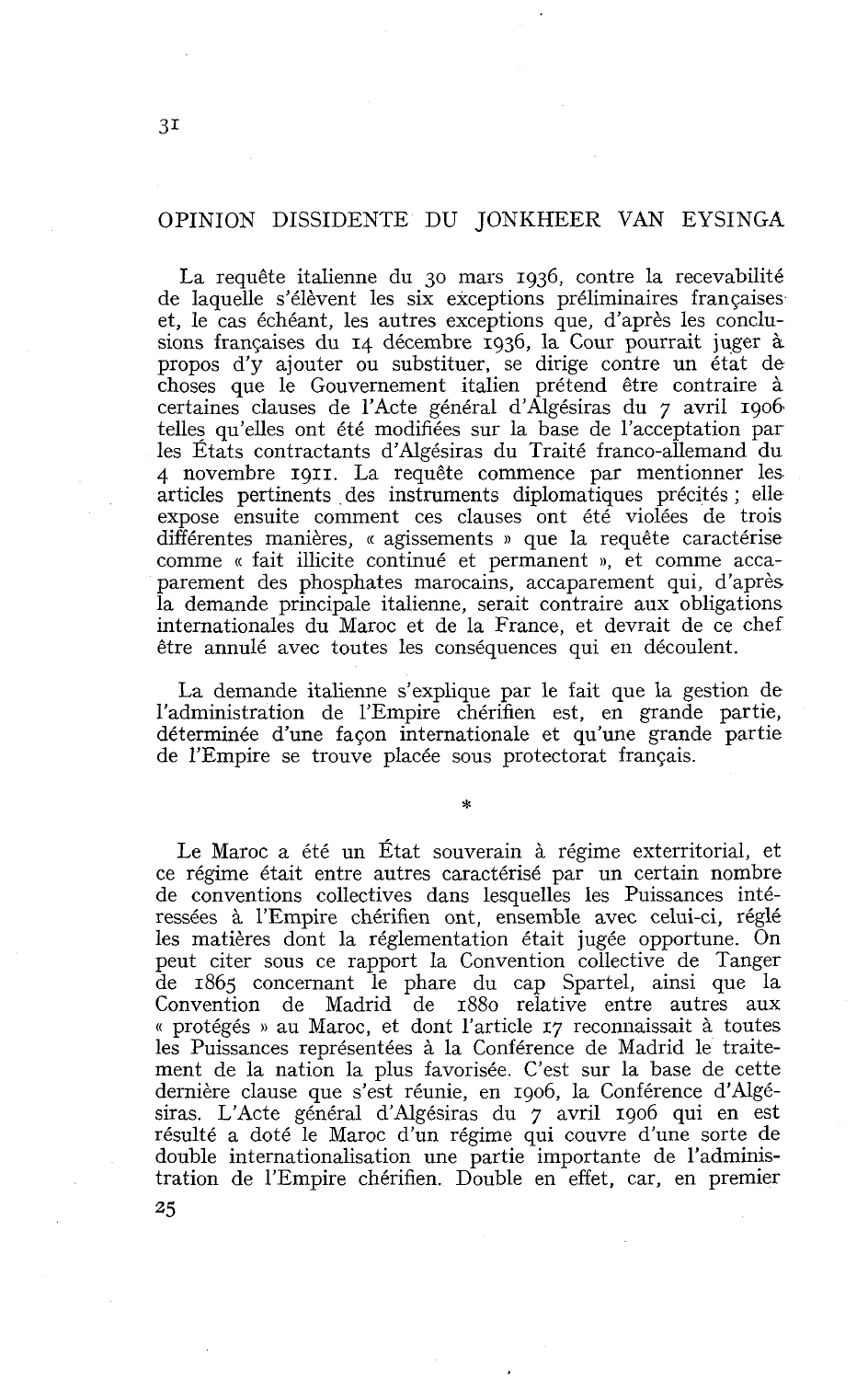# OPINION DISSIDENTE DU JONKHEER VAN EYSINGA

La requête italienne du 30 mars 1936, contre la recevabilité de laquelle s'élèvent les six exceptions préliminaires françaises et, le cas échéant, les autres exceptions que, d'après les conclusions françaises du 14 décembre 1936, la Cour pourrait juger à propos d'y ajouter ou substituer, se dirige contre un état de choses que le Gouvernement italien prétend être contraire à certaines clauses de l'Acte général d'Algésiras du 7 avril 1906 telles qu'elles ont été modifiées sur la base de l'acceptation par les États contractants d'Algésiras du Traité franco-allemand du 4 novembre 1911. La requête commence par mentionner les articles pertinents des instruments diplomatiques précités ; elle expose ensuite comment ces clauses ont été violées de trois différentes manières, « agissements » que la requête caractérise comme « fait illicite continué et permanent », et comme accaparement des phosphates marocains, accaparement qui, d'après la demande principale italienne, serait contraire aux obligations internationales du Maroc et de la France, et devrait de ce chef être annulé avec toutes les conséquences qui en découlent.

La demande italienne s'explique par le fait que la gestion de l'administration de l'Empire chérifien est, en grande partie, déterminée d'une façon internationale et qu'une grande partie de l'Empire se trouve placée sous protectorat français.

\*

Le Maroc a été un État souverain à régime exterritorial, et ce régime était entre autres caractérisé par un certain nombre de conventions collectives dans lesquelles les Puissances intéressées à l'Empire chérifien ont, ensemble avec celui-ci, réglé les matières dont la réglementation était jugée opportune. On peut citer sous ce rapport la Convention collective de Tanger de 1865 concernant le phare du cap Spartel, ainsi que la Convention de Madrid de 1880 relative entre autres aux « protégés » au Maroc, et dont l'article 17 reconnaissait à toutes les Puissances représentées à la Conférence de Madrid le traitement de la nation la plus favorisée. C'est sur la base de cette dernière clause que s'est réunie, en 1906, la Conférence d'Algésiras. L'Acte général d'Algésiras du 7 avril 1906 qui en est résulté a doté le Maroc d'un régime qui couvre d'une sorte de double internationalisation une partie importante de l'administration de l'Empire chérifien. Double en effet, car, en premier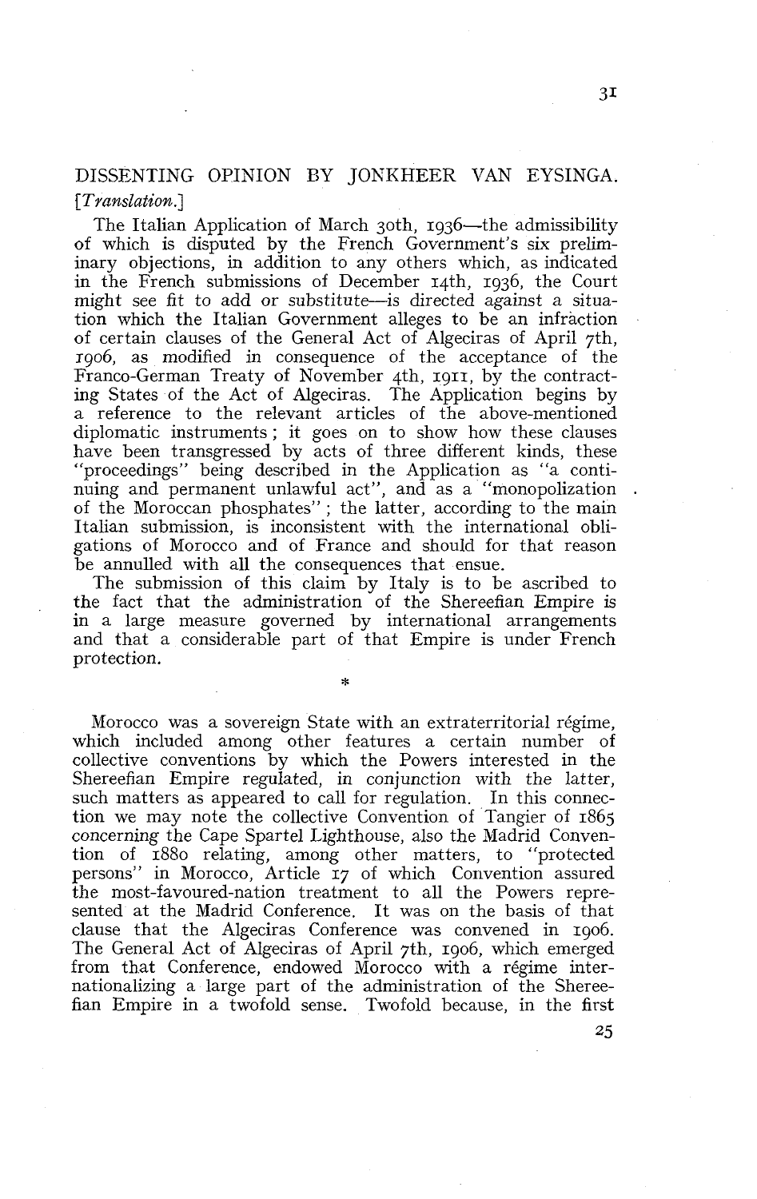## DISSENTING OPINION BY JONKHEER VAN EYSINGA.

*[Translation.]*

The Italian Application of March 30th, 1936—the admissibility of which is disputed by the French Government's six preliminary objections, in addition to any others which, as indicated in the French submissions of December 14th, 1936, the Court might see fit to add or substitute—is directed against a situation which the Italian Government alleges to be an infraction of certain clauses of the General Act of Algeciras of April 7th, 1906, as modified in consequence of the acceptance of the Franco-German Treaty of November 4th, 1911, by the contracting States of the Act of Algeciras. The Application begins by a reference to the relevant articles of the above-mentioned diplomatic instruments; it goes on to show how these clauses have been transgressed by acts of three different kinds, these "proceedings" being described in the Application as "a continuing and permanent unlawful act", and as a "monopolization of the Moroccan phosphates"; the latter, according to the main Italian submission, is inconsistent with the international obligations of Morocco and of France and should for that reason be annulled with all the consequences that ensue.

The submission of this claim by Italy is to be ascribed to the fact that the administration of the Shereefian Empire is in a large measure governed by international arrangements and that a considerable part of that Empire is under French protection.

*

Morocco was a sovereign State with an extraterritorial régime, which included among other features a certain number of collective conventions by which the Powers interested in the Shereefian Empire regulated, in conjunction with the latter, such matters as appeared to call for regulation. In this connection we may note the collective Convention of Tangier of 1865 concerning the Cape Spartel Lighthouse, also the Madrid Convention of 1880 relating, among other matters, to "protected persons" in Morocco, Article 17 of which Convention assured the most-favoured-nation treatment to all the Powers represented at the Madrid Conference. It was on the basis of that clause that the Algeciras Conference was convened in 1906. The General Act of Algeciras of April 7th, 1906, which emerged from that Conference, endowed Morocco with a régime internationalizing a large part of the administration of the Shereefian Empire in a twofold sense. Twofold because, in the first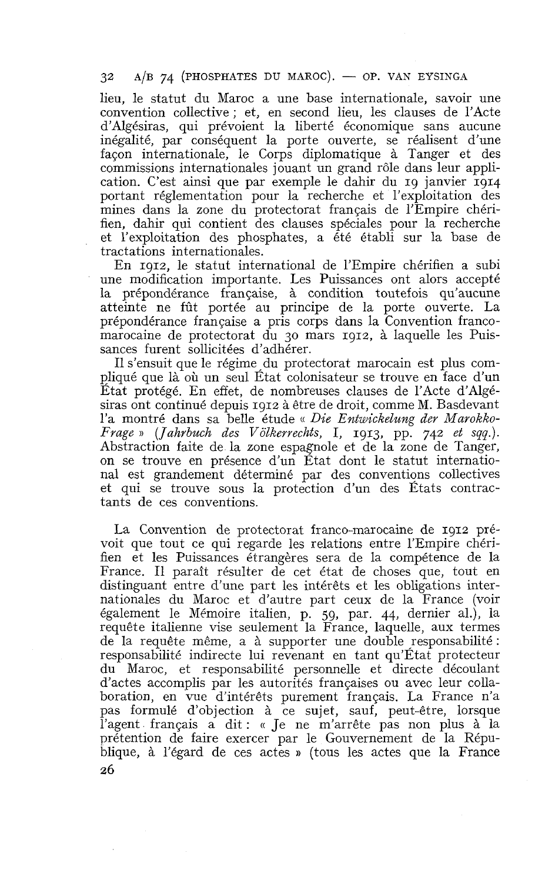lieu, le statut du Maroc a une base internationale, savoir une convention collective ; et, en second lieu, les clauses de l'Acte d'Algésiras, qui prévoient la liberté économique sans aucune inégalité, par conséquent la porte ouverte, se réalisent d'une façon internationale, le Corps diplomatique à Tanger et des commissions internationales jouant un grand rôle dans leur application. C'est ainsi que par exemple le dahir du 19 janvier 1914 portant réglementation pour la recherche et l'exploitation des mines dans la zone du protectorat français de l'Empire chérifien, dahir qui contient des clauses spéciales pour la recherche et l'exploitation des phosphates, a été établi sur la base de tractations internationales.

En 1912, le statut international de l'Empire chérifien a subi une modification importante. Les Puissances ont alors accepté la prépondérance française, à condition toutefois qu'aucune atteinte ne fût portée au principe de la porte ouverte. La prépondérance française a pris corps dans la Convention franco-marocaine de protectorat du 30 mars 1912, à laquelle les Puissances furent sollicitées d'adhérer.

Il s'ensuit que le régime du protectorat marocain est plus compliqué que là où un seul État colonisateur se trouve en face d'un État protégé. En effet, de nombreuses clauses de l'Acte d'Algésiras ont continué depuis 1912 à être de droit, comme M. Basdevant l'a montré dans sa belle étude « *Die Entwickelung der Marokko-Frage* » (*Jahrbuch des Völkerrechts*, I, 1913, pp. 742 *et sqq.*). Abstraction faite de la zone espagnole et de la zone de Tanger, on se trouve en présence d'un État dont le statut international est grandement déterminé par des conventions collectives et qui se trouve sous la protection d'un des États contractants de ces conventions.

La Convention de protectorat franco-marocaine de 1912 prévoit que tout ce qui regarde les relations entre l'Empire chérifien et les Puissances étrangères sera de la compétence de la France. Il paraît résulter de cet état de choses que, tout en distinguant entre d'une part les intérêts et les obligations internationales du Maroc et d'autre part ceux de la France (voir également le Mémoire italien, p. 59, par. 44, dernier al.), la requête italienne vise seulement la France, laquelle, aux termes de la requête même, a à supporter une double responsabilité : responsabilité indirecte lui revenant en tant qu'État protecteur du Maroc, et responsabilité personnelle et directe découlant d'actes accomplis par les autorités françaises ou avec leur collaboration, en vue d'intérêts purement français. La France n'a pas formulé d'objection à ce sujet, sauf, peut-être, lorsque l'agent français a dit : « Je ne m'arrête pas non plus à la prétention de faire exercer par le Gouvernement de la République, à l'égard de ces actes » (tous les actes que la France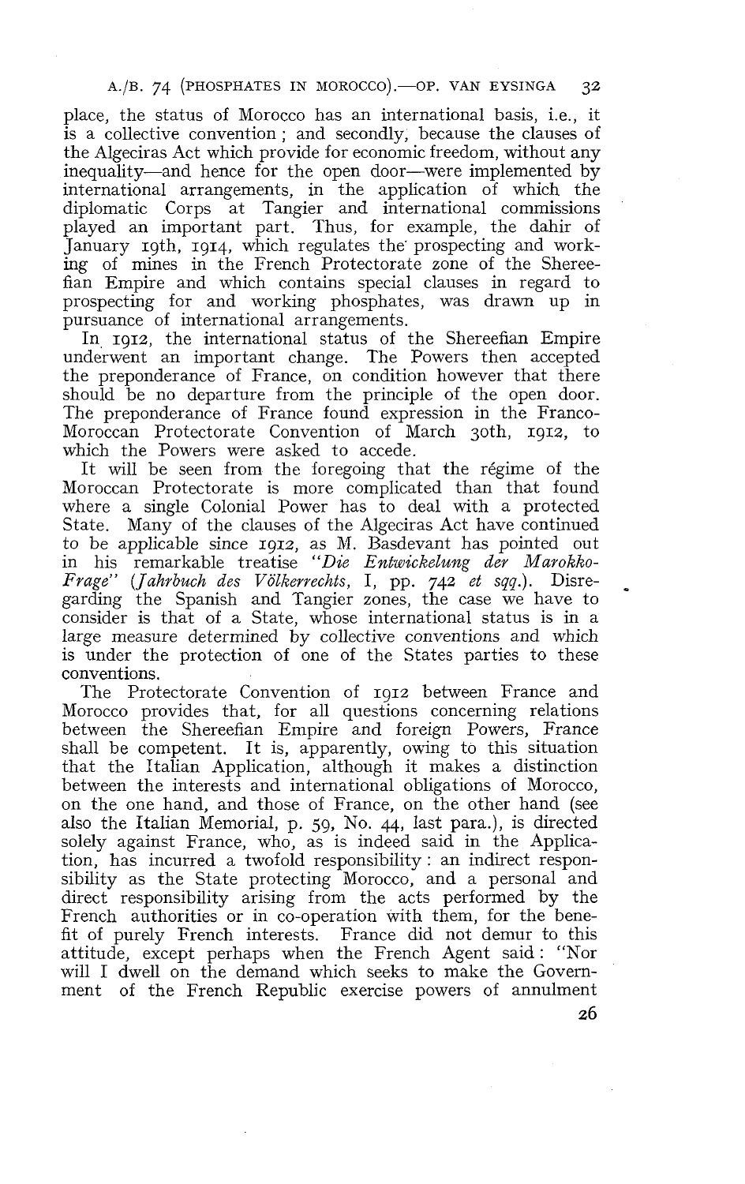place, the status of Morocco has an international basis, i.e., it is a collective convention; and secondly, because the clauses of the Algeciras Act which provide for economic freedom, without any inequality—and hence for the open door—were implemented by international arrangements, in the application of which the diplomatic Corps at Tangier and international commissions played an important part. Thus, for example, the dahir of January 19th, 1914, which regulates the prospecting and working of mines in the French Protectorate zone of the Shereefian Empire and which contains special clauses in regard to prospecting for and working phosphates, was drawn up in pursuance of international arrangements.

In 1912, the international status of the Shereefian Empire underwent an important change. The Powers then accepted the preponderance of France, on condition however that there should be no departure from the principle of the open door. The preponderance of France found expression in the Franco-Moroccan Protectorate Convention of March 30th, 1912, to which the Powers were asked to accede.

It will be seen from the foregoing that the régime of the Moroccan Protectorate is more complicated than that found where a single Colonial Power has to deal with a protected State. Many of the clauses of the Algeciras Act have continued to be applicable since 1912, as M. Basdevant has pointed out in his remarkable treatise *"Die Entwickelung der Marokko-Frage"* (*Jahrbuch des Völkerrechts*, I, pp. 742 *et sqq.*). Disregarding the Spanish and Tangier zones, the case we have to consider is that of a State, whose international status is in a large measure determined by collective conventions and which is under the protection of one of the States parties to these conventions.

The Protectorate Convention of 1912 between France and Morocco provides that, for all questions concerning relations between the Shereefian Empire and foreign Powers, France shall be competent. It is, apparently, owing to this situation that the Italian Application, although it makes a distinction between the interests and international obligations of Morocco, on the one hand, and those of France, on the other hand (see also the Italian Memorial, p. 59, No. 44, last para.), is directed solely against France, who, as is indeed said in the Application, has incurred a twofold responsibility: an indirect responsibility as the State protecting Morocco, and a personal and direct responsibility arising from the acts performed by the French authorities or in co-operation with them, for the benefit of purely French interests. France did not demur to this attitude, except perhaps when the French Agent said: "Nor will I dwell on the demand which seeks to make the Government of the French Republic exercise powers of annulment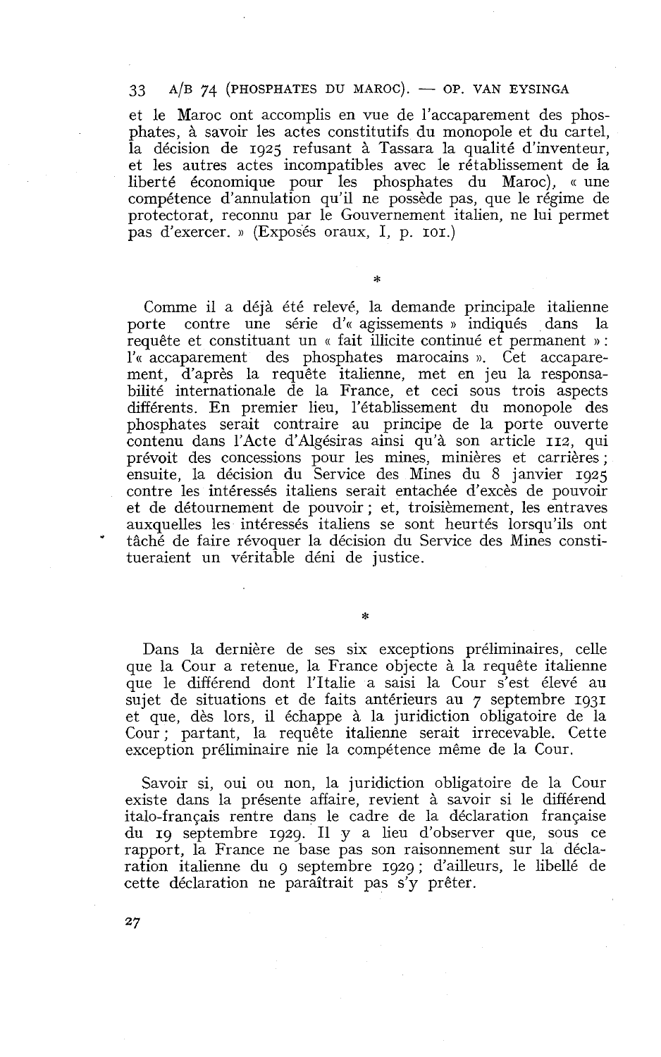et le Maroc ont accomplis en vue de l'accaparement des phosphates, à savoir les actes constitutifs du monopole et du cartel, la décision de 1925 refusant à Tassara la qualité d'inventeur, et les autres actes incompatibles avec le rétablissement de la liberté économique pour les phosphates du Maroc), « une compétence d'annulation qu'il ne possède pas, que le régime de protectorat, reconnu par le Gouvernement italien, ne lui permet pas d'exercer. » (Exposés oraux, I, p. 101.)

*

Comme il a déjà été relevé, la demande principale italienne porte contre une série d'« agissements » indiqués dans la requête et constituant un « fait illicite continué et permanent » : l'« accaparement des phosphates marocains ». Cet accaparement, d'après la requête italienne, met en jeu la responsabilité internationale de la France, et ceci sous trois aspects différents. En premier lieu, l'établissement du monopole des phosphates serait contraire au principe de la porte ouverte contenu dans l'Acte d'Algésiras ainsi qu'à son article 112, qui prévoit des concessions pour les mines, minières et carrières ; ensuite, la décision du Service des Mines du 8 janvier 1925 contre les intéressés italiens serait entachée d'excès de pouvoir et de détournement de pouvoir ; et, troisièmement, les entraves auxquelles les intéressés italiens se sont heurtés lorsqu'ils ont tâché de faire révoquer la décision du Service des Mines constitueraient un véritable déni de justice.

*

Dans la dernière de ses six exceptions préliminaires, celle que la Cour a retenue, la France objecte à la requête italienne que le différend dont l'Italie a saisi la Cour s'est élevé au sujet de situations et de faits antérieurs au 7 septembre 1931 et que, dès lors, il échappe à la juridiction obligatoire de la Cour ; partant, la requête italienne serait irrecevable. Cette exception préliminaire nie la compétence même de la Cour.

Savoir si, oui ou non, la juridiction obligatoire de la Cour existe dans la présente affaire, revient à savoir si le différend italo-français rentre dans le cadre de la déclaration française du 19 septembre 1929. Il y a lieu d'observer que, sous ce rapport, la France ne base pas son raisonnement sur la déclaration italienne du 9 septembre 1929 ; d'ailleurs, le libellé de cette déclaration ne paraîtrait pas s'y prêter.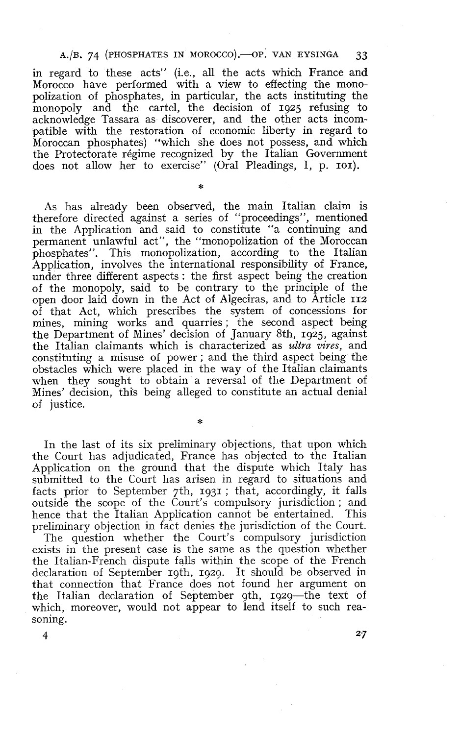in regard to these acts" (i.e., all the acts which France and Morocco have performed with a view to effecting the monopolization of phosphates, in particular, the acts instituting the monopoly and the cartel, the decision of 1925 refusing to acknowledge Tassara as discoverer, and the other acts incompatible with the restoration of economic liberty in regard to Moroccan phosphates) "which she does not possess, and which the Protectorate régime recognized by the Italian Government does not allow her to exercise" (Oral Pleadings, I, p. 101).

*

As has already been observed, the main Italian claim is therefore directed against a series of "proceedings", mentioned in the Application and said to constitute "a continuing and permanent unlawful act", the "monopolization of the Moroccan phosphates". This monopolization, according to the Italian Application, involves the international responsibility of France, under three different aspects: the first aspect being the creation of the monopoly, said to be contrary to the principle of the open door laid down in the Act of Algeciras, and to Article 112 of that Act, which prescribes the system of concessions for mines, mining works and quarries; the second aspect being the Department of Mines' decision of January 8th, 1925, against the Italian claimants which is characterized as *ultra vires*, and constituting a misuse of power; and the third aspect being the obstacles which were placed in the way of the Italian claimants when they sought to obtain a reversal of the Department of Mines' decision, this being alleged to constitute an actual denial of justice.

*

In the last of its six preliminary objections, that upon which the Court has adjudicated, France has objected to the Italian Application on the ground that the dispute which Italy has submitted to the Court has arisen in regard to situations and facts prior to September 7th, 1931; that, accordingly, it falls outside the scope of the Court's compulsory jurisdiction; and hence that the Italian Application cannot be entertained. This preliminary objection in fact denies the jurisdiction of the Court.

The question whether the Court's compulsory jurisdiction exists in the present case is the same as the question whether the Italian-French dispute falls within the scope of the French declaration of September 19th, 1929. It should be observed in that connection that France does not found her argument on the Italian declaration of September 9th, 1929—the text of which, moreover, would not appear to lend itself to such reasoning.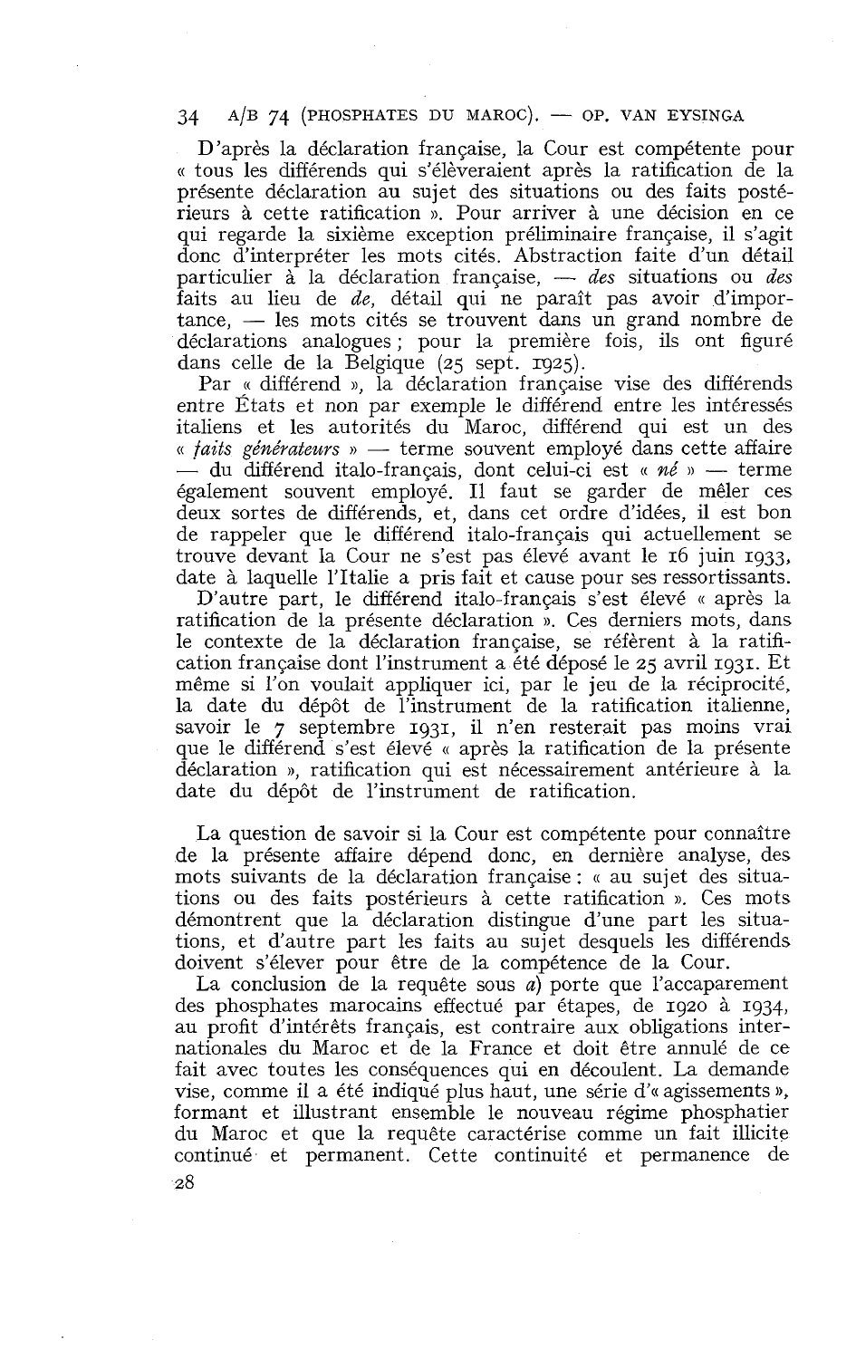D'après la déclaration française, la Cour est compétente pour « tous les différends qui s'élèveraient après la ratification de la présente déclaration au sujet des situations ou des faits postérieurs à cette ratification ». Pour arriver à une décision en ce qui regarde la sixième exception préliminaire française, il s'agit donc d'interpréter les mots cités. Abstraction faite d'un détail particulier à la déclaration française, — *des* situations ou *des* faits au lieu de *de*, détail qui ne paraît pas avoir d'importance, — les mots cités se trouvent dans un grand nombre de déclarations analogues ; pour la première fois, ils ont figuré dans celle de la Belgique (25 sept. 1925).

Par « différend », la déclaration française vise des différends entre États et non par exemple le différend entre les intéressés italiens et les autorités du Maroc, différend qui est un des « *faits générateurs* » — terme souvent employé dans cette affaire — du différend italo-français, dont celui-ci est « *né* » — terme également souvent employé. Il faut se garder de mêler ces deux sortes de différends, et, dans cet ordre d'idées, il est bon de rappeler que le différend italo-français qui actuellement se trouve devant la Cour ne s'est pas élevé avant le 16 juin 1933, date à laquelle l'Italie a pris fait et cause pour ses ressortissants.

D'autre part, le différend italo-français s'est élevé « après la ratification de la présente déclaration ». Ces derniers mots, dans le contexte de la déclaration française, se réfèrent à la ratification française dont l'instrument a été déposé le 25 avril 1931. Et même si l'on voulait appliquer ici, par le jeu de la réciprocité, la date du dépôt de l'instrument de la ratification italienne, savoir le 7 septembre 1931, il n'en resterait pas moins vrai que le différend s'est élevé « après la ratification de la présente déclaration », ratification qui est nécessairement antérieure à la date du dépôt de l'instrument de ratification.

La question de savoir si la Cour est compétente pour connaître de la présente affaire dépend donc, en dernière analyse, des mots suivants de la déclaration française : « au sujet des situations ou des faits postérieurs à cette ratification ». Ces mots démontrent que la déclaration distingue d'une part les situations, et d'autre part les faits au sujet desquels les différends doivent s'élever pour être de la compétence de la Cour.

La conclusion de la requête sous *a*) porte que l'accaparement des phosphates marocains effectué par étapes, de 1920 à 1934, au profit d'intérêts français, est contraire aux obligations internationales du Maroc et de la France et doit être annulé de ce fait avec toutes les conséquences qui en découlent. La demande vise, comme il a été indiqué plus haut, une série d'« agissements », formant et illustrant ensemble le nouveau régime phosphatier du Maroc et que la requête caractérise comme un fait illicite continué et permanent. Cette continuité et permanence de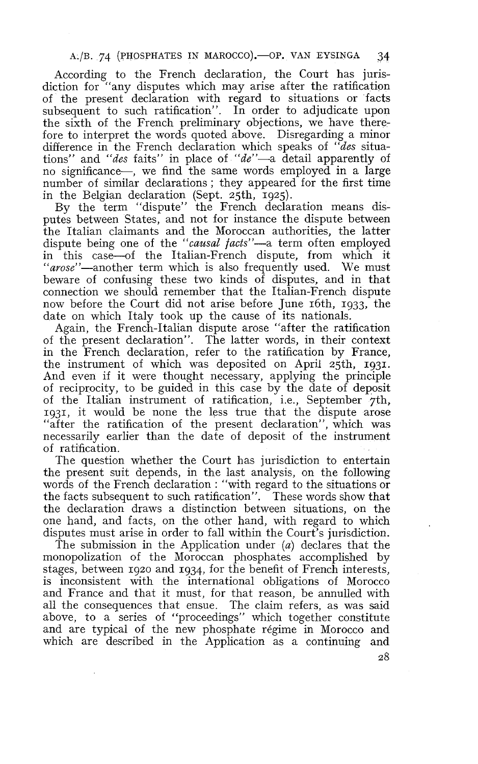According to the French declaration, the Court has jurisdiction for "any disputes which may arise after the ratification of the present declaration with regard to situations or facts subsequent to such ratification". In order to adjudicate upon the sixth of the French preliminary objections, we have therefore to interpret the words quoted above. Disregarding a minor difference in the French declaration which speaks of "*des* situations" and "*des* faits" in place of "*de*"—a detail apparently of no significance—, we find the same words employed in a large number of similar declarations; they appeared for the first time in the Belgian declaration (Sept. 25th, 1925).

By the term "dispute" the French declaration means disputes between States, and not for instance the dispute between the Italian claimants and the Moroccan authorities, the latter dispute being one of the "*causal facts*"—a term often employed in this case—of the Italian-French dispute, from which it "*arose*"—another term which is also frequently used. We must beware of confusing these two kinds of disputes, and in that connection we should remember that the Italian-French dispute now before the Court did not arise before June 16th, 1933, the date on which Italy took up the cause of its nationals.

Again, the French-Italian dispute arose "after the ratification of the present declaration". The latter words, in their context in the French declaration, refer to the ratification by France, the instrument of which was deposited on April 25th, 1931. And even if it were thought necessary, applying the principle of reciprocity, to be guided in this case by the date of deposit of the Italian instrument of ratification, i.e., September 7th, 1931, it would be none the less true that the dispute arose "after the ratification of the present declaration", which was necessarily earlier than the date of deposit of the instrument of ratification.

The question whether the Court has jurisdiction to entertain the present suit depends, in the last analysis, on the following words of the French declaration: "with regard to the situations or the facts subsequent to such ratification". These words show that the declaration draws a distinction between situations, on the one hand, and facts, on the other hand, with regard to which disputes must arise in order to fall within the Court's jurisdiction.

The submission in the Application under (*a*) declares that the monopolization of the Moroccan phosphates accomplished by stages, between 1920 and 1934, for the benefit of French interests, is inconsistent with the international obligations of Morocco and France and that it must, for that reason, be annulled with all the consequences that ensue. The claim refers, as was said above, to a series of "proceedings" which together constitute and are typical of the new phosphate régime in Morocco and which are described in the Application as a continuing and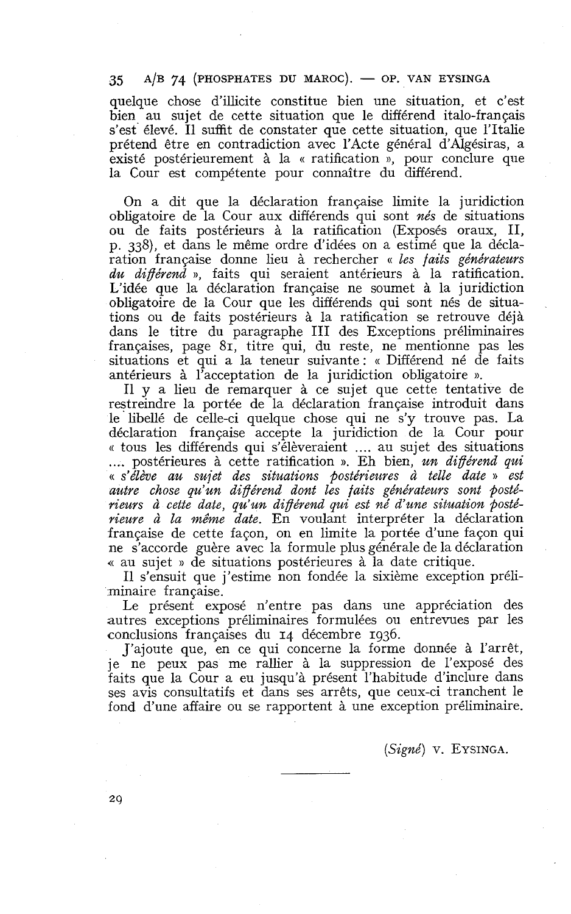quelque chose d'illicite constitue bien une situation, et c'est bien au sujet de cette situation que le différend italo-français s'est élevé. Il suffit de constater que cette situation, que l'Italie prétend être en contradiction avec l'Acte général d'Algésiras, a existé postérieurement à la « ratification », pour conclure que la Cour est compétente pour connaître du différend.

On a dit que la déclaration française limite la juridiction obligatoire de la Cour aux différends qui sont *nés* de situations ou de faits postérieurs à la ratification (Exposés oraux, II, p. 338), et dans le même ordre d'idées on a estimé que la déclaration française donne lieu à rechercher « *les faits générateurs du différend* », faits qui seraient antérieurs à la ratification. L'idée que la déclaration française ne soumet à la juridiction obligatoire de la Cour que les différends qui sont nés de situations ou de faits postérieurs à la ratification se retrouve déjà dans le titre du paragraphe III des Exceptions préliminaires françaises, page 81, titre qui, du reste, ne mentionne pas les situations et qui a la teneur suivante : « Différend né de faits antérieurs à l'acceptation de la juridiction obligatoire ».

Il y a lieu de remarquer à ce sujet que cette tentative de restreindre la portée de la déclaration française introduit dans le libellé de celle-ci quelque chose qui ne s'y trouve pas. La déclaration française accepte la juridiction de la Cour pour « tous les différends qui s'élèveraient .... au sujet des situations .... postérieures à cette ratification ». Eh bien, *un différend qui « s'élève au sujet des situations postérieures à telle date » est autre chose qu'un différend dont les faits générateurs sont postérieurs à cette date, qu'un différend qui est né d'une situation postérieure à la même date.* En voulant interpréter la déclaration française de cette façon, on en limite la portée d'une façon qui ne s'accorde guère avec la formule plus générale de la déclaration « au sujet » de situations postérieures à la date critique.

Il s'ensuit que j'estime non fondée la sixième exception préliminaire française.

Le présent exposé n'entre pas dans une appréciation des autres exceptions préliminaires formulées ou entrevues par les conclusions françaises du 14 décembre 1936.

J'ajoute que, en ce qui concerne la forme donnée à l'arrêt, je ne peux pas me rallier à la suppression de l'exposé des faits que la Cour a eu jusqu'à présent l'habitude d'inclure dans ses avis consultatifs et dans ses arrêts, que ceux-ci tranchent le fond d'une affaire ou se rapportent à une exception préliminaire.

(*Signé*) V. EYSINGA.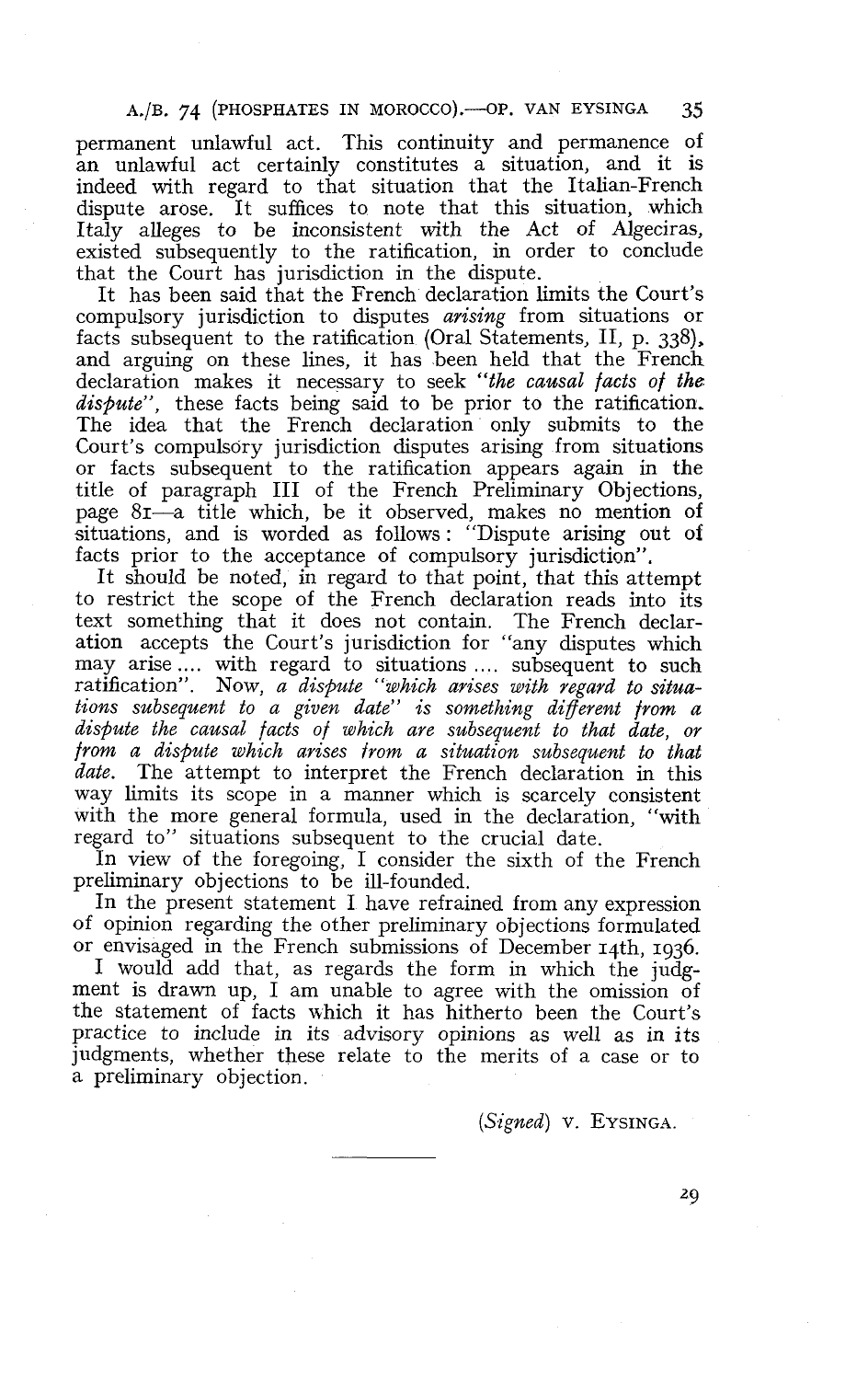permanent unlawful act. This continuity and permanence of an unlawful act certainly constitutes a situation, and it is indeed with regard to that situation that the Italian-French dispute arose. It suffices to note that this situation, which Italy alleges to be inconsistent with the Act of Algeciras, existed subsequently to the ratification, in order to conclude that the Court has jurisdiction in the dispute.

It has been said that the French declaration limits the Court's compulsory jurisdiction to disputes *arising* from situations or facts subsequent to the ratification (Oral Statements, II, p. 338), and arguing on these lines, it has been held that the French declaration makes it necessary to seek *"the causal facts of the dispute"*, these facts being said to be prior to the ratification. The idea that the French declaration only submits to the Court's compulsory jurisdiction disputes arising from situations or facts subsequent to the ratification appears again in the title of paragraph III of the French Preliminary Objections, page 81—a title which, be it observed, makes no mention of situations, and is worded as follows: "Dispute arising out of facts prior to the acceptance of compulsory jurisdiction".

It should be noted, in regard to that point, that this attempt to restrict the scope of the French declaration reads into its text something that it does not contain. The French declaration accepts the Court's jurisdiction for "any disputes which may arise .... with regard to situations .... subsequent to such ratification". Now, *a dispute "which arises with regard to situations subsequent to a given date" is something different from a dispute the causal facts of which are subsequent to that date, or from a dispute which arises from a situation subsequent to that date.* The attempt to interpret the French declaration in this way limits its scope in a manner which is scarcely consistent with the more general formula, used in the declaration, "with regard to" situations subsequent to the crucial date.

In view of the foregoing, I consider the sixth of the French preliminary objections to be ill-founded.

In the present statement I have refrained from any expression of opinion regarding the other preliminary objections formulated or envisaged in the French submissions of December 14th, 1936.

I would add that, as regards the form in which the judgment is drawn up, I am unable to agree with the omission of the statement of facts which it has hitherto been the Court's practice to include in its advisory opinions as well as in its judgments, whether these relate to the merits of a case or to a preliminary objection.

(*Signed*) V. EYSINGA.